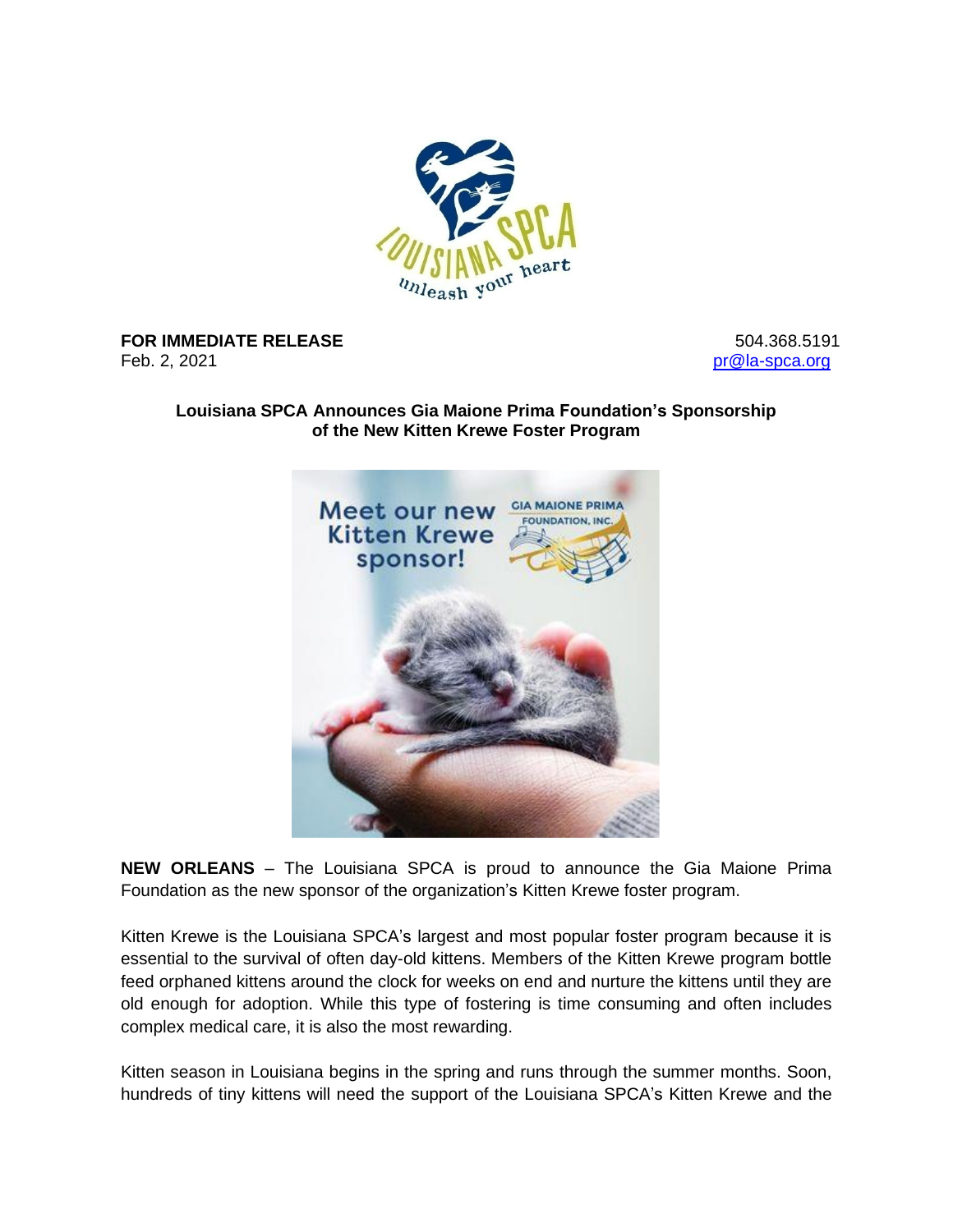**FOR IMMEDIATE RELEASE** 504.368.5191
Feb. 2, 2021 pr@la-spca.org

**Louisiana SPCA Announces Gia Maione Prima Foundation's Sponsorship of the New Kitten Krewe Foster Program**

**NEW ORLEANS** – The Louisiana SPCA is proud to announce the Gia Maione Prima Foundation as the new sponsor of the organization's Kitten Krewe foster program.

Kitten Krewe is the Louisiana SPCA's largest and most popular foster program because it is essential to the survival of often day-old kittens. Members of the Kitten Krewe program bottle feed orphaned kittens around the clock for weeks on end and nurture the kittens until they are old enough for adoption. While this type of fostering is time consuming and often includes complex medical care, it is also the most rewarding.

Kitten season in Louisiana begins in the spring and runs through the summer months. Soon, hundreds of tiny kittens will need the support of the Louisiana SPCA's Kitten Krewe and the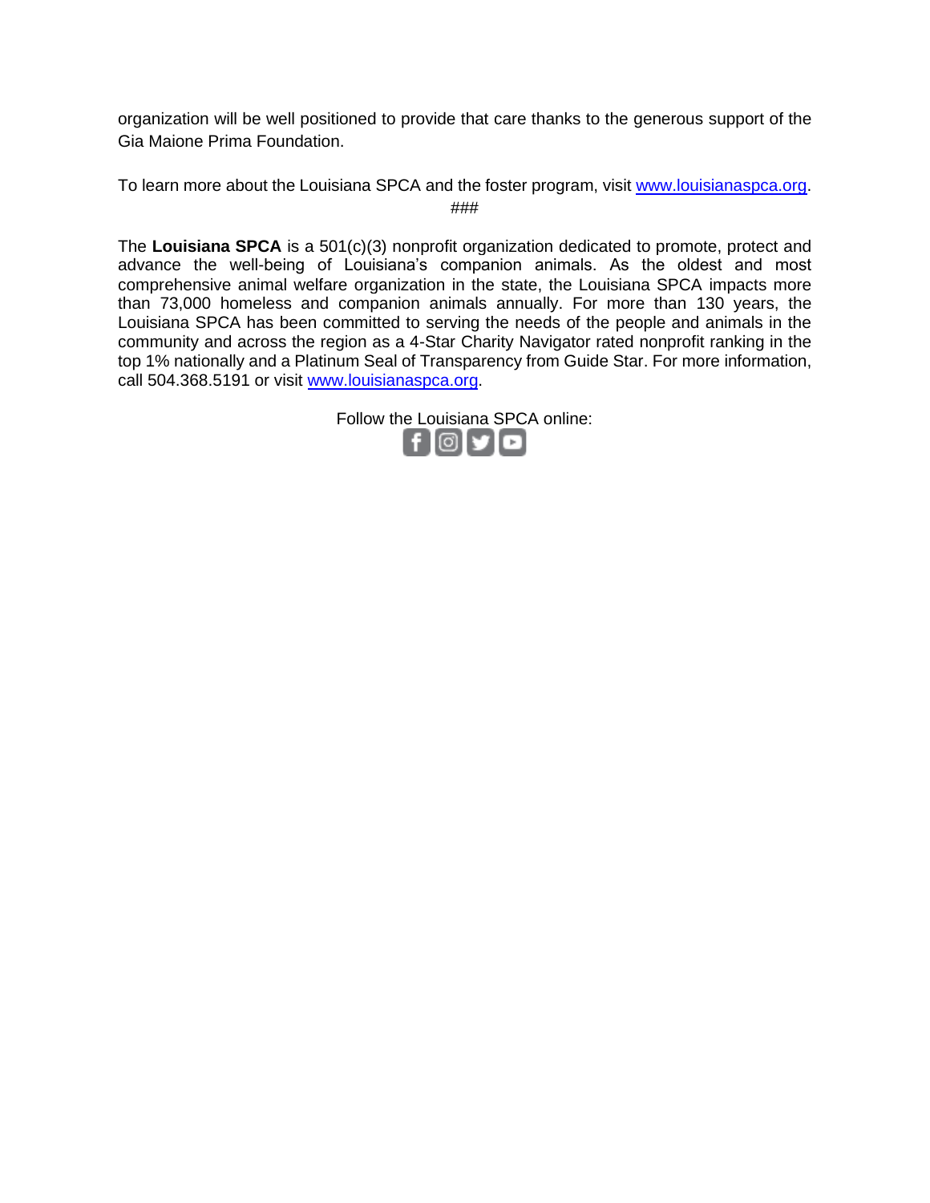organization will be well positioned to provide that care thanks to the generous support of the Gia Maione Prima Foundation.

To learn more about the Louisiana SPCA and the foster program, visit www.louisianaspca.org.

###

The **Louisiana SPCA** is a 501(c)(3) nonprofit organization dedicated to promote, protect and advance the well-being of Louisiana's companion animals. As the oldest and most comprehensive animal welfare organization in the state, the Louisiana SPCA impacts more than 73,000 homeless and companion animals annually. For more than 130 years, the Louisiana SPCA has been committed to serving the needs of the people and animals in the community and across the region as a 4-Star Charity Navigator rated nonprofit ranking in the top 1% nationally and a Platinum Seal of Transparency from Guide Star. For more information, call 504.368.5191 or visit www.louisianaspca.org.

Follow the Louisiana SPCA online: